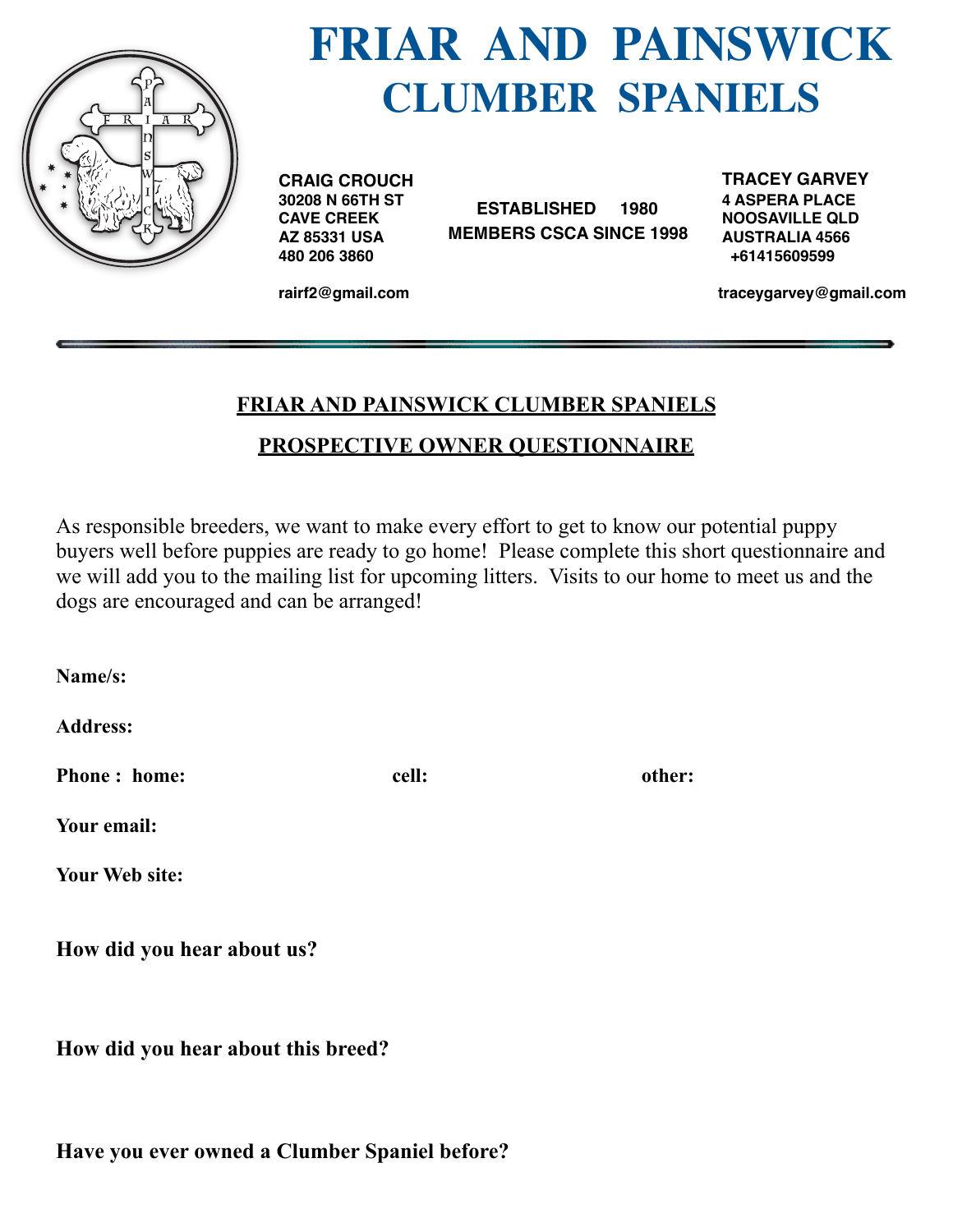# FRIAR AND PAINSWICK CLUMBER SPANIELS

**CRAIG CROUCH**
30208 N 66TH ST
CAVE CREEK
AZ 85331 USA
480 206 3860

rairf2@gmail.com

**ESTABLISHED 1980**
**MEMBERS CSCA SINCE 1998**

**TRACEY GARVEY**
4 ASPERA PLACE
NOOSAVILLE QLD
AUSTRALIA 4566
+61415609599

traceygarvey@gmail.com

---

## FRIAR AND PAINSWICK CLUMBER SPANIELS

## PROSPECTIVE OWNER QUESTIONNAIRE

As responsible breeders, we want to make every effort to get to know our potential puppy buyers well before puppies are ready to go home! Please complete this short questionnaire and we will add you to the mailing list for upcoming litters. Visits to our home to meet us and the dogs are encouraged and can be arranged!

**Name/s:**

**Address:**

**Phone : home:** **cell:** **other:**

**Your email:**

**Your Web site:**

**How did you hear about us?**

**How did you hear about this breed?**

**Have you ever owned a Clumber Spaniel before?**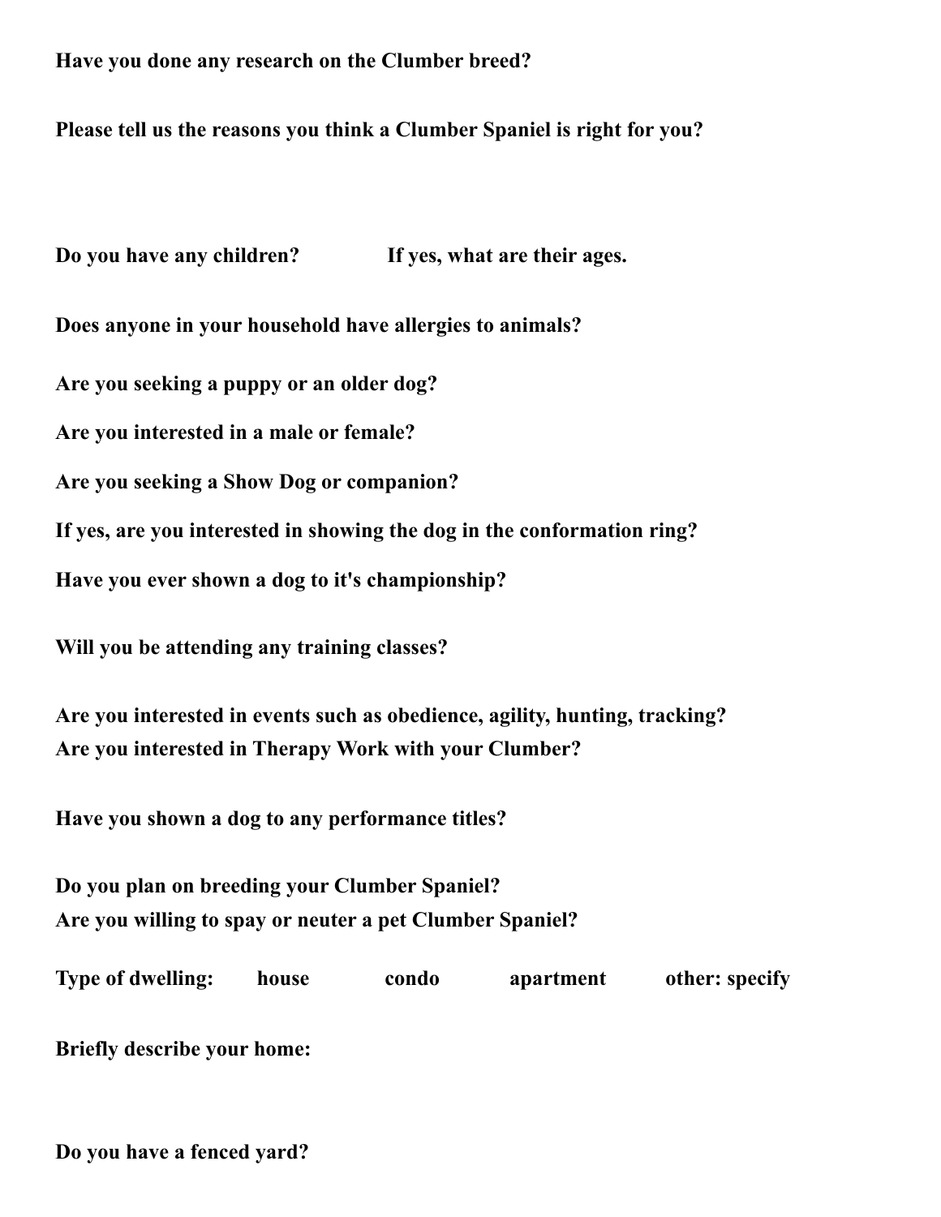**Have you done any research on the Clumber breed?**

**Please tell us the reasons you think a Clumber Spaniel is right for you?**

**Do you have any children?** **If yes, what are their ages.**

**Does anyone in your household have allergies to animals?**

**Are you seeking a puppy or an older dog?**

**Are you interested in a male or female?**

**Are you seeking a Show Dog or companion?**

**If yes, are you interested in showing the dog in the conformation ring?**

**Have you ever shown a dog to it's championship?**

**Will you be attending any training classes?**

**Are you interested in events such as obedience, agility, hunting, tracking?**
**Are you interested in Therapy Work with your Clumber?**

**Have you shown a dog to any performance titles?**

**Do you plan on breeding your Clumber Spaniel?**
**Are you willing to spay or neuter a pet Clumber Spaniel?**

**Type of dwelling:** **house** **condo** **apartment** **other: specify**

**Briefly describe your home:**

**Do you have a fenced yard?**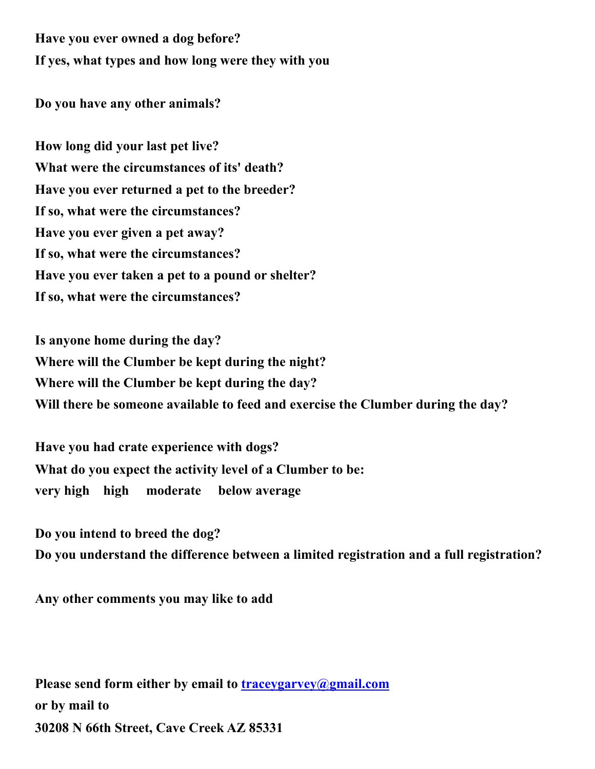**Have you ever owned a dog before?**
**If yes, what types and how long were they with you**

**Do you have any other animals?**

**How long did your last pet live?**
**What were the circumstances of its' death?**
**Have you ever returned a pet to the breeder?**
**If so, what were the circumstances?**
**Have you ever given a pet away?**
**If so, what were the circumstances?**
**Have you ever taken a pet to a pound or shelter?**
**If so, what were the circumstances?**

**Is anyone home during the day?**
**Where will the Clumber be kept during the night?**
**Where will the Clumber be kept during the day?**
**Will there be someone available to feed and exercise the Clumber during the day?**

**Have you had crate experience with dogs?**
**What do you expect the activity level of a Clumber to be:**
**very high  high  moderate  below average**

**Do you intend to breed the dog?**
**Do you understand the difference between a limited registration and a full registration?**

**Any other comments you may like to add**

**Please send form either by email to [traceygarvey@gmail.com](mailto:traceygarvey@gmail.com)**
**or by mail to**
**30208 N 66th Street, Cave Creek AZ 85331**